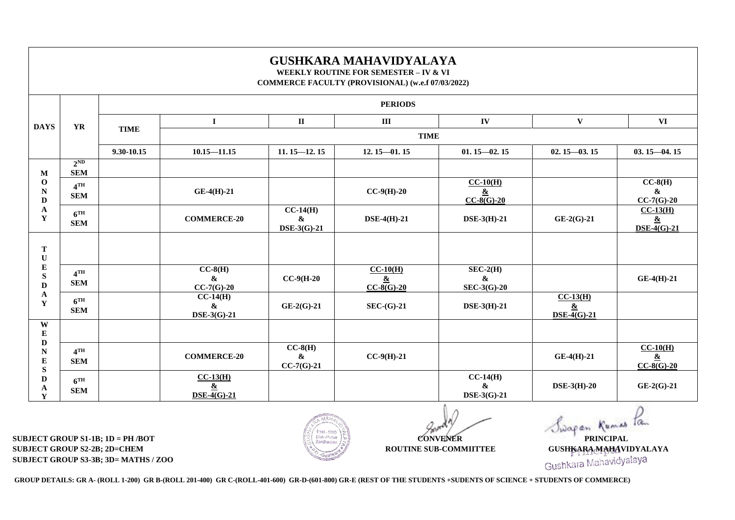# GUSHKARA MAHAVIDYALAYA

**WEEKLY ROUTINE FOR SEMESTER – IV & VI**

**COMMERCE FACULTY (PROVISIONAL) (w.e.f 07/03/2022)**

| DAYS | YR | PERIODS | | | | | | |
|---|---|---|---|---|---|---|---|---|
| | | TIME | I | II | III | IV | V | VI |
| | | | TIME | | | | | |
| | | 9.30-10.15 | 10.15—11.15 | 11. 15—12. 15 | 12. 15—01. 15 | 01. 15—02. 15 | 02. 15—03. 15 | 03. 15—04. 15 |
| MONDAY | 2ND SEM | | | | | | | |
| | 4TH SEM | | GE-4(H)-21 | | CC-9(H)-20 | CC-10(H) & CC-8(G)-20 | | CC-8(H) & CC-7(G)-20 |
| | 6TH SEM | | COMMERCE-20 | CC-14(H) & DSE-3(G)-21 | DSE-4(H)-21 | DSE-3(H)-21 | GE-2(G)-21 | CC-13(H) & DSE-4(G)-21 |
| TUESDAY | | | | | | | | |
| | 4TH SEM | | CC-8(H) & CC-7(G)-20 | CC-9(H-20 | CC-10(H) & CC-8(G)-20 | SEC-2(H) & SEC-3(G)-20 | | GE-4(H)-21 |
| | 6TH SEM | | CC-14(H) & DSE-3(G)-21 | GE-2(G)-21 | SEC-(G)-21 | DSE-3(H)-21 | CC-13(H) & DSE-4(G)-21 | |
| WEDNESDAY | | | | | | | | |
| | 4TH SEM | | COMMERCE-20 | CC-8(H) & CC-7(G)-21 | CC-9(H)-21 | | GE-4(H)-21 | CC-10(H) & CC-8(G)-20 |
| | 6TH SEM | | CC-13(H) & DSE-4(G)-21 | | | CC-14(H) & DSE-3(G)-21 | DSE-3(H)-20 | GE-2(G)-21 |

**SUBJECT GROUP S1-1B; 1D = PH /BOT**
**SUBJECT GROUP S2-2B; 2D=CHEM**
**SUBJECT GROUP S3-3B; 3D= MATHS / ZOO**

**CONVENER**
**ROUTINE SUB-COMMIITTEE**

**PRINCIPAL**
**GUSHKARA MAHAVIDYALAYA**

**GROUP DETAILS: GR A- (ROLL 1-200) GR B-(ROLL 201-400) GR C-(ROLL-401-600) GR-D-(601-800) GR-E (REST OF THE STUDENTS +SUDENTS OF SCIENCE + STUDENTS OF COMMERCE)**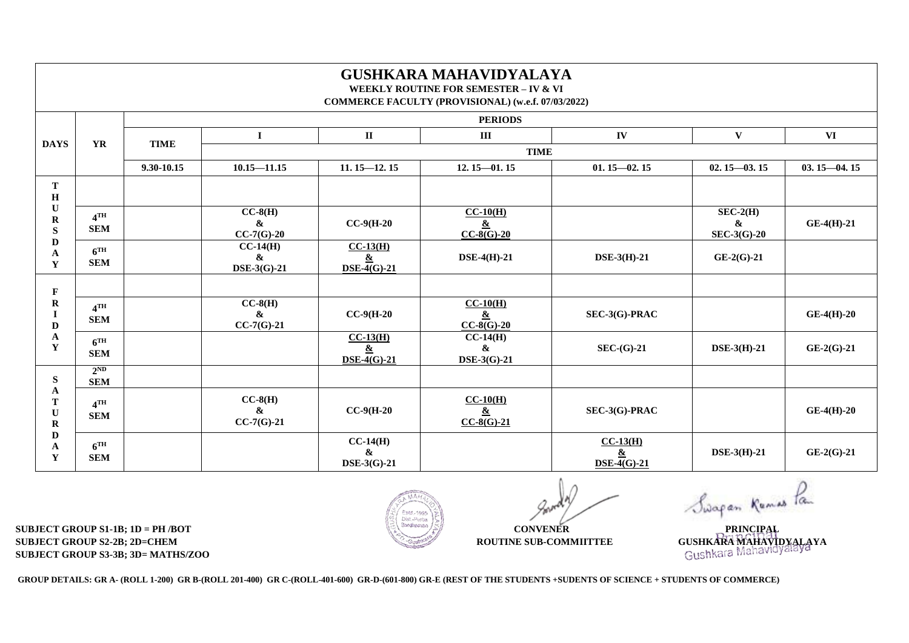# GUSHKARA MAHAVIDYALAYA

**WEEKLY ROUTINE FOR SEMESTER – IV & VI**

**COMMERCE FACULTY (PROVISIONAL) (w.e.f. 07/03/2022)**

| DAYS | YR | | PERIODS | | | | | |
|---|---|---|---|---|---|---|---|---|
| | | TIME | I | II | III | IV | V | VI |
| | | | TIME | | | | | |
| | | 9.30-10.15 | 10.15—11.15 | 11. 15—12. 15 | 12. 15—01. 15 | 01. 15—02. 15 | 02. 15—03. 15 | 03. 15—04. 15 |
| THURSDAY | | | | | | | | |
| | 4TH SEM | | CC-8(H) & CC-7(G)-20 | CC-9(H-20 | CC-10(H) & CC-8(G)-20 | | SEC-2(H) & SEC-3(G)-20 | GE-4(H)-21 |
| | 6TH SEM | | CC-14(H) & DSE-3(G)-21 | CC-13(H) & DSE-4(G)-21 | DSE-4(H)-21 | DSE-3(H)-21 | GE-2(G)-21 | |
| FRIDAY | | | | | | | | |
| | 4TH SEM | | CC-8(H) & CC-7(G)-21 | CC-9(H-20 | CC-10(H) & CC-8(G)-20 | SEC-3(G)-PRAC | | GE-4(H)-20 |
| | 6TH SEM | | | CC-13(H) & DSE-4(G)-21 | CC-14(H) & DSE-3(G)-21 | SEC-(G)-21 | DSE-3(H)-21 | GE-2(G)-21 |
| SATURDAY | 2ND SEM | | | | | | | |
| | 4TH SEM | | CC-8(H) & CC-7(G)-21 | CC-9(H-20 | CC-10(H) & CC-8(G)-21 | SEC-3(G)-PRAC | | GE-4(H)-20 |
| | 6TH SEM | | | CC-14(H) & DSE-3(G)-21 | | CC-13(H) & DSE-4(G)-21 | DSE-3(H)-21 | GE-2(G)-21 |

**SUBJECT GROUP S1-1B; 1D = PH /BOT**
**SUBJECT GROUP S2-2B; 2D=CHEM**
**SUBJECT GROUP S3-3B; 3D= MATHS/ZOO**

**CONVENER**
**ROUTINE SUB-COMMIITTEE**

**PRINCIPAL**
**GUSHKARA MAHAVIDYALAYA**

**GROUP DETAILS: GR A- (ROLL 1-200) GR B-(ROLL 201-400) GR C-(ROLL-401-600) GR-D-(601-800) GR-E (REST OF THE STUDENTS +SUDENTS OF SCIENCE + STUDENTS OF COMMERCE)**